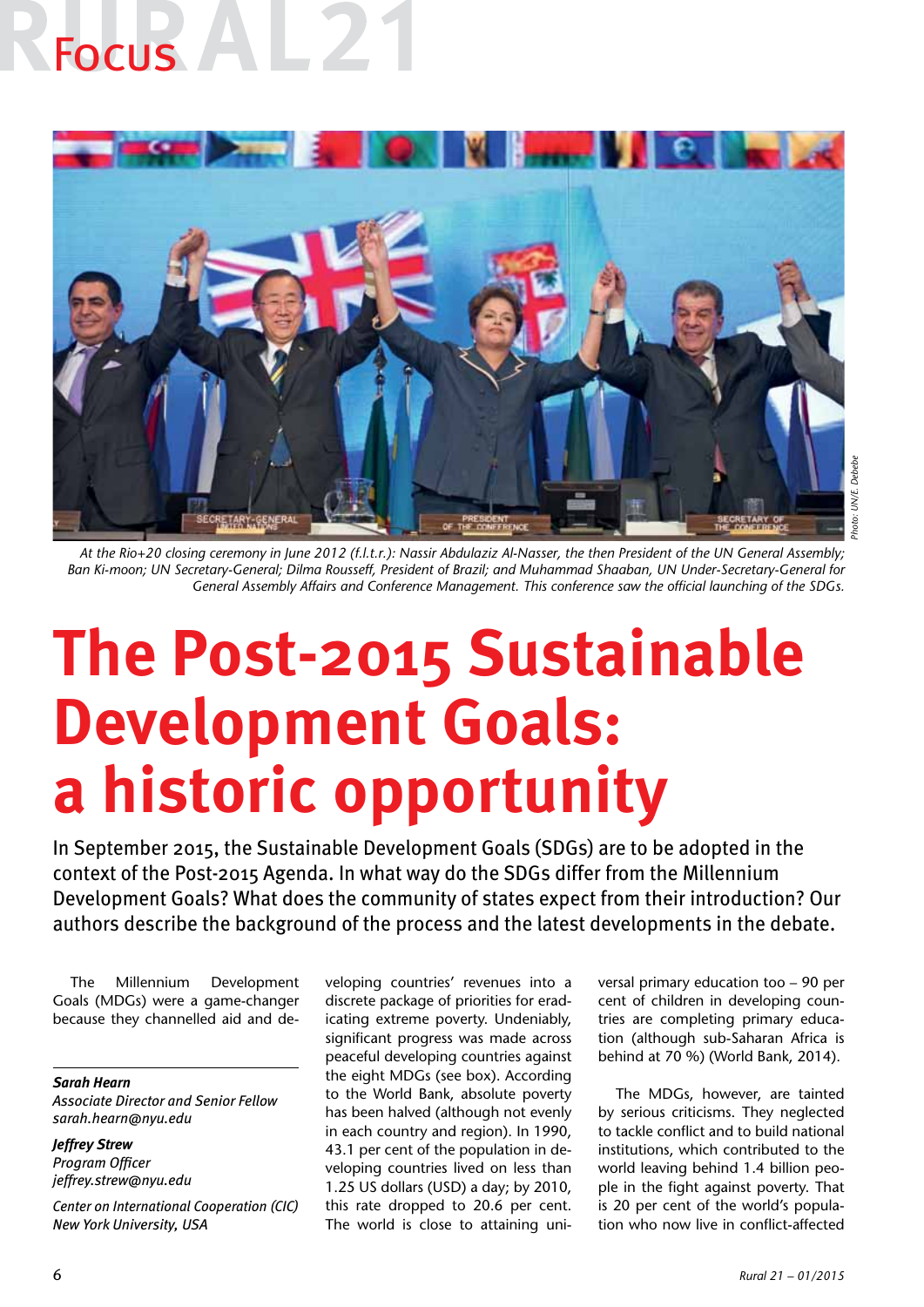At the Rio+20 closing ceremony in June 2012 (f.l.t.r.): Nassir Abdulaziz Al-Nasser, the then President of the UN General Assembly; Ban Ki-moon; UN Secretary-General; Dilma Rousseff, President of Brazil; and Muhammad Shaaban, UN Under-Secretary-General for General Assembly Affairs and Conference Management. This conference saw the official launching of the SDGs.

Photo: UN/E. Debebe

# The Post-2015 Sustainable Development Goals: a historic opportunity

In September 2015, the Sustainable Development Goals (SDGs) are to be adopted in the context of the Post-2015 Agenda. In what way do the SDGs differ from the Millennium Development Goals? What does the community of states expect from their introduction? Our authors describe the background of the process and the latest developments in the debate.

***Sarah Hearn***
*Associate Director and Senior Fellow*
*sarah.hearn@nyu.edu*

***Jeffrey Strew***
*Program Officer*
*jeffrey.strew@nyu.edu*

*Center on International Cooperation (CIC)*
*New York University, USA*

The Millennium Development Goals (MDGs) were a game-changer because they channelled aid and developing countries' revenues into a discrete package of priorities for eradicating extreme poverty. Undeniably, significant progress was made across peaceful developing countries against the eight MDGs (see box). According to the World Bank, absolute poverty has been halved (although not evenly in each country and region). In 1990, 43.1 per cent of the population in developing countries lived on less than 1.25 US dollars (USD) a day; by 2010, this rate dropped to 20.6 per cent. The world is close to attaining universal primary education too – 90 per cent of children in developing countries are completing primary education (although sub-Saharan Africa is behind at 70 %) (World Bank, 2014).

The MDGs, however, are tainted by serious criticisms. They neglected to tackle conflict and to build national institutions, which contributed to the world leaving behind 1.4 billion people in the fight against poverty. That is 20 per cent of the world's population who now live in conflict-affected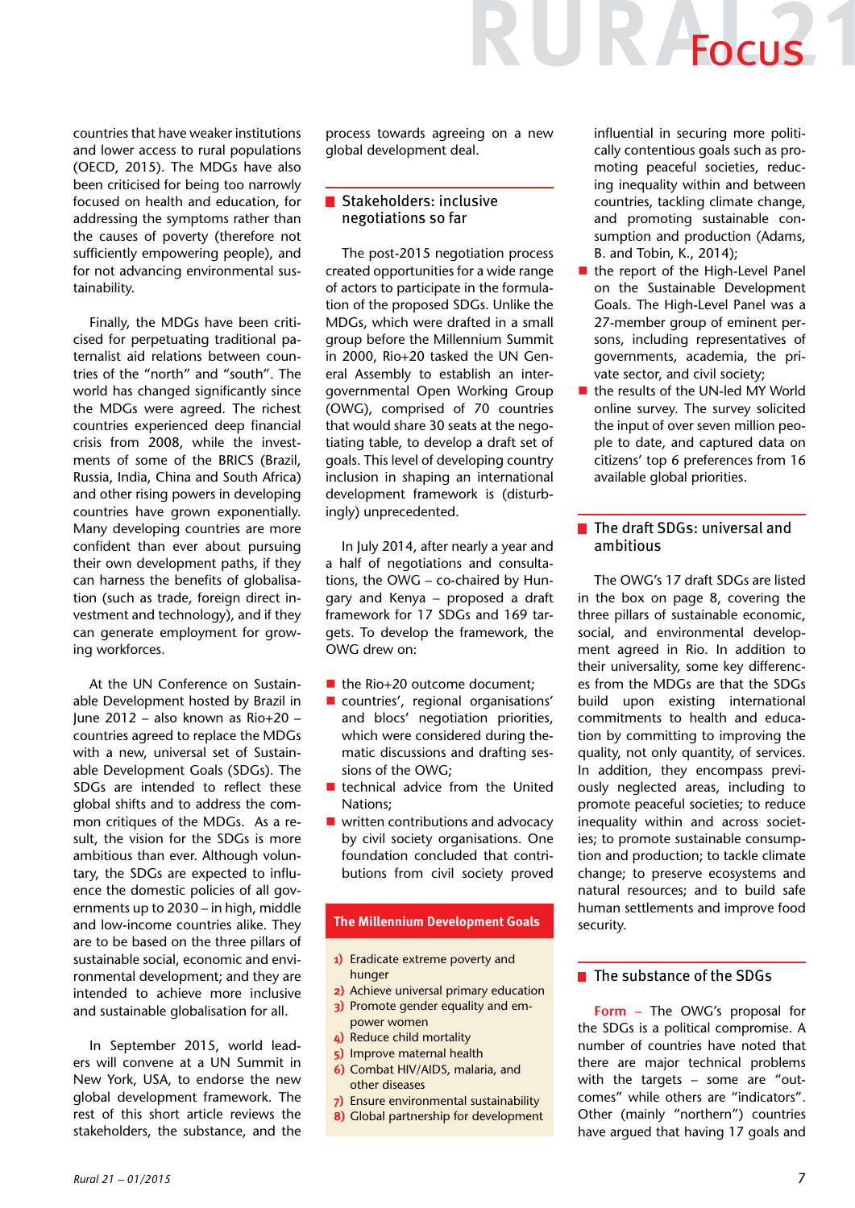countries that have weaker institutions and lower access to rural populations (OECD, 2015). The MDGs have also been criticised for being too narrowly focused on health and education, for addressing the symptoms rather than the causes of poverty (therefore not sufficiently empowering people), and for not advancing environmental sustainability.

Finally, the MDGs have been criticised for perpetuating traditional paternalist aid relations between countries of the "north" and "south". The world has changed significantly since the MDGs were agreed. The richest countries experienced deep financial crisis from 2008, while the investments of some of the BRICS (Brazil, Russia, India, China and South Africa) and other rising powers in developing countries have grown exponentially. Many developing countries are more confident than ever about pursuing their own development paths, if they can harness the benefits of globalisation (such as trade, foreign direct investment and technology), and if they can generate employment for growing workforces.

At the UN Conference on Sustainable Development hosted by Brazil in June 2012 – also known as Rio+20 – countries agreed to replace the MDGs with a new, universal set of Sustainable Development Goals (SDGs). The SDGs are intended to reflect these global shifts and to address the common critiques of the MDGs. As a result, the vision for the SDGs is more ambitious than ever. Although voluntary, the SDGs are expected to influence the domestic policies of all governments up to 2030 – in high, middle and low-income countries alike. They are to be based on the three pillars of sustainable social, economic and environmental development; and they are intended to achieve more inclusive and sustainable globalisation for all.

In September 2015, world leaders will convene at a UN Summit in New York, USA, to endorse the new global development framework. The rest of this short article reviews the stakeholders, the substance, and the process towards agreeing on a new global development deal.

## Stakeholders: inclusive negotiations so far

The post-2015 negotiation process created opportunities for a wide range of actors to participate in the formulation of the proposed SDGs. Unlike the MDGs, which were drafted in a small group before the Millennium Summit in 2000, Rio+20 tasked the UN General Assembly to establish an intergovernmental Open Working Group (OWG), comprised of 70 countries that would share 30 seats at the negotiating table, to develop a draft set of goals. This level of developing country inclusion in shaping an international development framework is (disturbingly) unprecedented.

In July 2014, after nearly a year and a half of negotiations and consultations, the OWG – co-chaired by Hungary and Kenya – proposed a draft framework for 17 SDGs and 169 targets. To develop the framework, the OWG drew on:

- the Rio+20 outcome document;
- countries', regional organisations' and blocs' negotiation priorities, which were considered during thematic discussions and drafting sessions of the OWG;
- technical advice from the United Nations;
- written contributions and advocacy by civil society organisations. One foundation concluded that contributions from civil society proved influential in securing more politically contentious goals such as promoting peaceful societies, reducing inequality within and between countries, tackling climate change, and promoting sustainable consumption and production (Adams, B. and Tobin, K., 2014);
- the report of the High-Level Panel on the Sustainable Development Goals. The High-Level Panel was a 27-member group of eminent persons, including representatives of governments, academia, the private sector, and civil society;
- the results of the UN-led MY World online survey. The survey solicited the input of over seven million people to date, and captured data on citizens' top 6 preferences from 16 available global priorities.

**The Millennium Development Goals**

1) Eradicate extreme poverty and hunger
2) Achieve universal primary education
3) Promote gender equality and empower women
4) Reduce child mortality
5) Improve maternal health
6) Combat HIV/AIDS, malaria, and other diseases
7) Ensure environmental sustainability
8) Global partnership for development

## The draft SDGs: universal and ambitious

The OWG's 17 draft SDGs are listed in the box on page 8, covering the three pillars of sustainable economic, social, and environmental development agreed in Rio. In addition to their universality, some key differences from the MDGs are that the SDGs build upon existing international commitments to health and education by committing to improving the quality, not only quantity, of services. In addition, they encompass previously neglected areas, including to promote peaceful societies; to reduce inequality within and across societies; to promote sustainable consumption and production; to tackle climate change; to preserve ecosystems and natural resources; and to build safe human settlements and improve food security.

## The substance of the SDGs

**Form** – The OWG's proposal for the SDGs is a political compromise. A number of countries have noted that there are major technical problems with the targets – some are "outcomes" while others are "indicators". Other (mainly "northern") countries have argued that having 17 goals and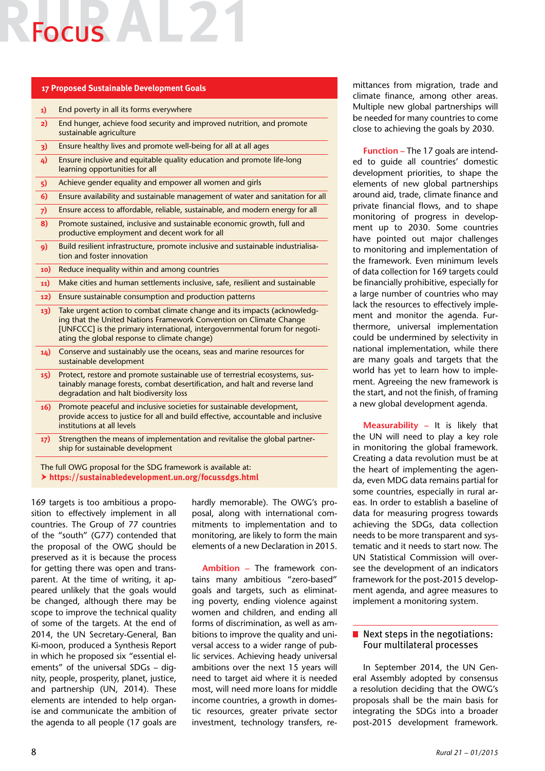### 17 Proposed Sustainable Development Goals

1) End poverty in all its forms everywhere
2) End hunger, achieve food security and improved nutrition, and promote sustainable agriculture
3) Ensure healthy lives and promote well-being for all at all ages
4) Ensure inclusive and equitable quality education and promote life-long learning opportunities for all
5) Achieve gender equality and empower all women and girls
6) Ensure availability and sustainable management of water and sanitation for all
7) Ensure access to affordable, reliable, sustainable, and modern energy for all
8) Promote sustained, inclusive and sustainable economic growth, full and productive employment and decent work for all
9) Build resilient infrastructure, promote inclusive and sustainable industrialisation and foster innovation
10) Reduce inequality within and among countries
11) Make cities and human settlements inclusive, safe, resilient and sustainable
12) Ensure sustainable consumption and production patterns
13) Take urgent action to combat climate change and its impacts (acknowledging that the United Nations Framework Convention on Climate Change [UNFCCC] is the primary international, intergovernmental forum for negotiating the global response to climate change)
14) Conserve and sustainably use the oceans, seas and marine resources for sustainable development
15) Protect, restore and promote sustainable use of terrestrial ecosystems, sustainably manage forests, combat desertification, and halt and reverse land degradation and halt biodiversity loss
16) Promote peaceful and inclusive societies for sustainable development, provide access to justice for all and build effective, accountable and inclusive institutions at all levels
17) Strengthen the means of implementation and revitalise the global partnership for sustainable development

The full OWG proposal for the SDG framework is available at:
➤ **https://sustainabledevelopment.un.org/focussdgs.html**

169 targets is too ambitious a proposition to effectively implement in all countries. The Group of 77 countries of the "south" (G77) contended that the proposal of the OWG should be preserved as it is because the process for getting there was open and transparent. At the time of writing, it appeared unlikely that the goals would be changed, although there may be scope to improve the technical quality of some of the targets. At the end of 2014, the UN Secretary-General, Ban Ki-moon, produced a Synthesis Report in which he proposed six "essential elements" of the universal SDGs – dignity, people, prosperity, planet, justice, and partnership (UN, 2014). These elements are intended to help organise and communicate the ambition of the agenda to all people (17 goals are hardly memorable). The OWG's proposal, along with international commitments to implementation and to monitoring, are likely to form the main elements of a new Declaration in 2015.

**Ambition** – The framework contains many ambitious "zero-based" goals and targets, such as eliminating poverty, ending violence against women and children, and ending all forms of discrimination, as well as ambitions to improve the quality and universal access to a wider range of public services. Achieving heady universal ambitions over the next 15 years will need to target aid where it is needed most, will need more loans for middle income countries, a growth in domestic resources, greater private sector investment, technology transfers, remittances from migration, trade and climate finance, among other areas. Multiple new global partnerships will be needed for many countries to come close to achieving the goals by 2030.

**Function** – The 17 goals are intended to guide all countries' domestic development priorities, to shape the elements of new global partnerships around aid, trade, climate finance and private financial flows, and to shape monitoring of progress in development up to 2030. Some countries have pointed out major challenges to monitoring and implementation of the framework. Even minimum levels of data collection for 169 targets could be financially prohibitive, especially for a large number of countries who may lack the resources to effectively implement and monitor the agenda. Furthermore, universal implementation could be undermined by selectivity in national implementation, while there are many goals and targets that the world has yet to learn how to implement. Agreeing the new framework is the start, and not the finish, of framing a new global development agenda.

**Measurability** – It is likely that the UN will need to play a key role in monitoring the global framework. Creating a data revolution must be at the heart of implementing the agenda, even MDG data remains partial for some countries, especially in rural areas. In order to establish a baseline of data for measuring progress towards achieving the SDGs, data collection needs to be more transparent and systematic and it needs to start now. The UN Statistical Commission will oversee the development of an indicators framework for the post-2015 development agenda, and agree measures to implement a monitoring system.

## Next steps in the negotiations: Four multilateral processes

In September 2014, the UN General Assembly adopted by consensus a resolution deciding that the OWG's proposals shall be the main basis for integrating the SDGs into a broader post-2015 development framework.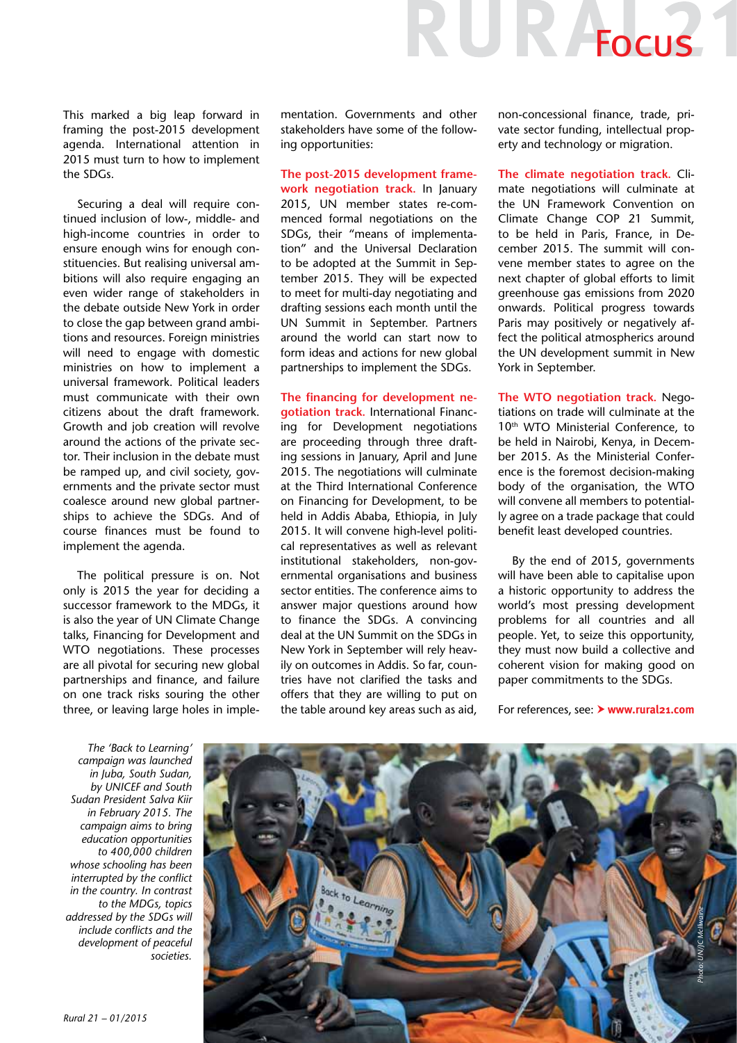This marked a big leap forward in framing the post-2015 development agenda. International attention in 2015 must turn to how to implement the SDGs.

Securing a deal will require continued inclusion of low-, middle- and high-income countries in order to ensure enough wins for enough constituencies. But realising universal ambitions will also require engaging an even wider range of stakeholders in the debate outside New York in order to close the gap between grand ambitions and resources. Foreign ministries will need to engage with domestic ministries on how to implement a universal framework. Political leaders must communicate with their own citizens about the draft framework. Growth and job creation will revolve around the actions of the private sector. Their inclusion in the debate must be ramped up, and civil society, governments and the private sector must coalesce around new global partnerships to achieve the SDGs. And of course finances must be found to implement the agenda.

The political pressure is on. Not only is 2015 the year for deciding a successor framework to the MDGs, it is also the year of UN Climate Change talks, Financing for Development and WTO negotiations. These processes are all pivotal for securing new global partnerships and finance, and failure on one track risks souring the other three, or leaving large holes in implementation. Governments and other stakeholders have some of the following opportunities:

**The post-2015 development framework negotiation track.** In January 2015, UN member states re-commenced formal negotiations on the SDGs, their "means of implementation" and the Universal Declaration to be adopted at the Summit in September 2015. They will be expected to meet for multi-day negotiating and drafting sessions each month until the UN Summit in September. Partners around the world can start now to form ideas and actions for new global partnerships to implement the SDGs.

**The financing for development negotiation track.** International Financing for Development negotiations are proceeding through three drafting sessions in January, April and June 2015. The negotiations will culminate at the Third International Conference on Financing for Development, to be held in Addis Ababa, Ethiopia, in July 2015. It will convene high-level political representatives as well as relevant institutional stakeholders, non-governmental organisations and business sector entities. The conference aims to answer major questions around how to finance the SDGs. A convincing deal at the UN Summit on the SDGs in New York in September will rely heavily on outcomes in Addis. So far, countries have not clarified the tasks and offers that they are willing to put on the table around key areas such as aid, non-concessional finance, trade, private sector funding, intellectual property and technology or migration.

**The climate negotiation track.** Climate negotiations will culminate at the UN Framework Convention on Climate Change COP 21 Summit, to be held in Paris, France, in December 2015. The summit will convene member states to agree on the next chapter of global efforts to limit greenhouse gas emissions from 2020 onwards. Political progress towards Paris may positively or negatively affect the political atmospherics around the UN development summit in New York in September.

**The WTO negotiation track.** Negotiations on trade will culminate at the 10th WTO Ministerial Conference, to be held in Nairobi, Kenya, in December 2015. As the Ministerial Conference is the foremost decision-making body of the organisation, the WTO will convene all members to potentially agree on a trade package that could benefit least developed countries.

By the end of 2015, governments will have been able to capitalise upon a historic opportunity to address the world's most pressing development problems for all countries and all people. Yet, to seize this opportunity, they must now build a collective and coherent vision for making good on paper commitments to the SDGs.

For references, see: **www.rural21.com**

*The 'Back to Learning' campaign was launched in Juba, South Sudan, by UNICEF and South Sudan President Salva Kiir in February 2015. The campaign aims to bring education opportunities to 400,000 children whose schooling has been interrupted by the conflict in the country. In contrast to the MDGs, topics addressed by the SDGs will include conflicts and the development of peaceful societies.*

*Photo: UN/JC McIlwaine*